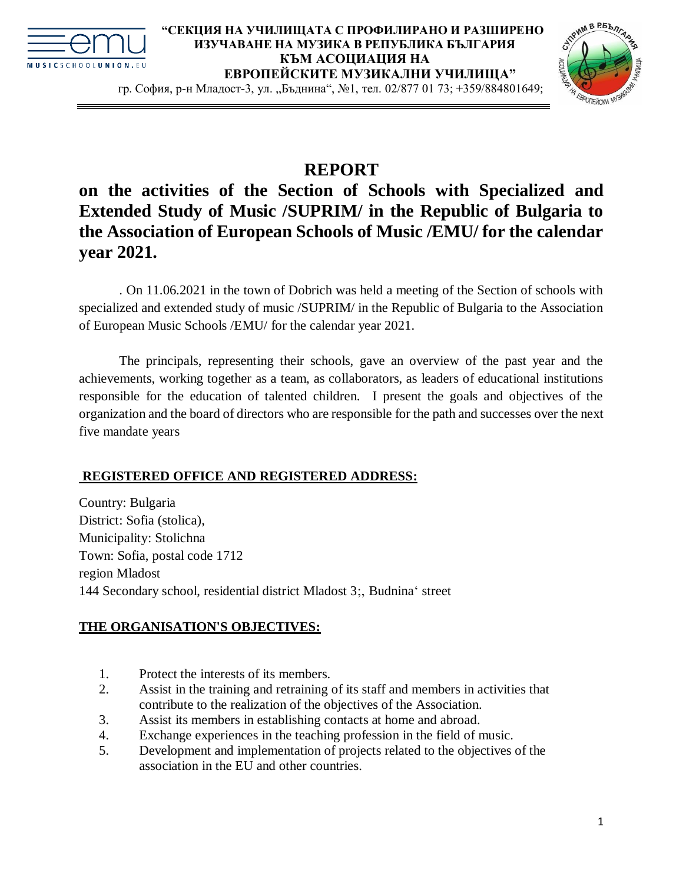“СЕКЦИЯ НА УЧИЛИЩАТА С ПРОФИЛИРАНО И РАЗШИРЕНО ИЗУЧАВАНЕ НА МУЗИКА В РЕПУБЛИКА БЪЛГАРИЯ КЪМ АСОЦИАЦИЯ НА ЕВРОПЕЙСКИТЕ МУЗИКАЛНИ УЧИЛИЩА”

гр. София, р-н Младост-3, ул. „Бъднина“, №1, тел. 02/877 01 73; +359/884801649;

# REPORT

## on the activities of the Section of Schools with Specialized and Extended Study of Music /SUPRIM/ in the Republic of Bulgaria to the Association of European Schools of Music /EMU/ for the calendar year 2021.

. On 11.06.2021 in the town of Dobrich was held a meeting of the Section of schools with specialized and extended study of music /SUPRIM/ in the Republic of Bulgaria to the Association of European Music Schools /EMU/ for the calendar year 2021.

The principals, representing their schools, gave an overview of the past year and the achievements, working together as a team, as collaborators, as leaders of educational institutions responsible for the education of talented children. I present the goals and objectives of the organization and the board of directors who are responsible for the path and successes over the next five mandate years

**REGISTERED OFFICE AND REGISTERED ADDRESS:**

Country: Bulgaria
District: Sofia (stolica),
Municipality: Stolichna
Town: Sofia, postal code 1712
region Mladost
144 Secondary school, residential district Mladost 3;, Budnina‘ street

**THE ORGANISATION'S OBJECTIVES:**

1. Protect the interests of its members.
2. Assist in the training and retraining of its staff and members in activities that contribute to the realization of the objectives of the Association.
3. Assist its members in establishing contacts at home and abroad.
4. Exchange experiences in the teaching profession in the field of music.
5. Development and implementation of projects related to the objectives of the association in the EU and other countries.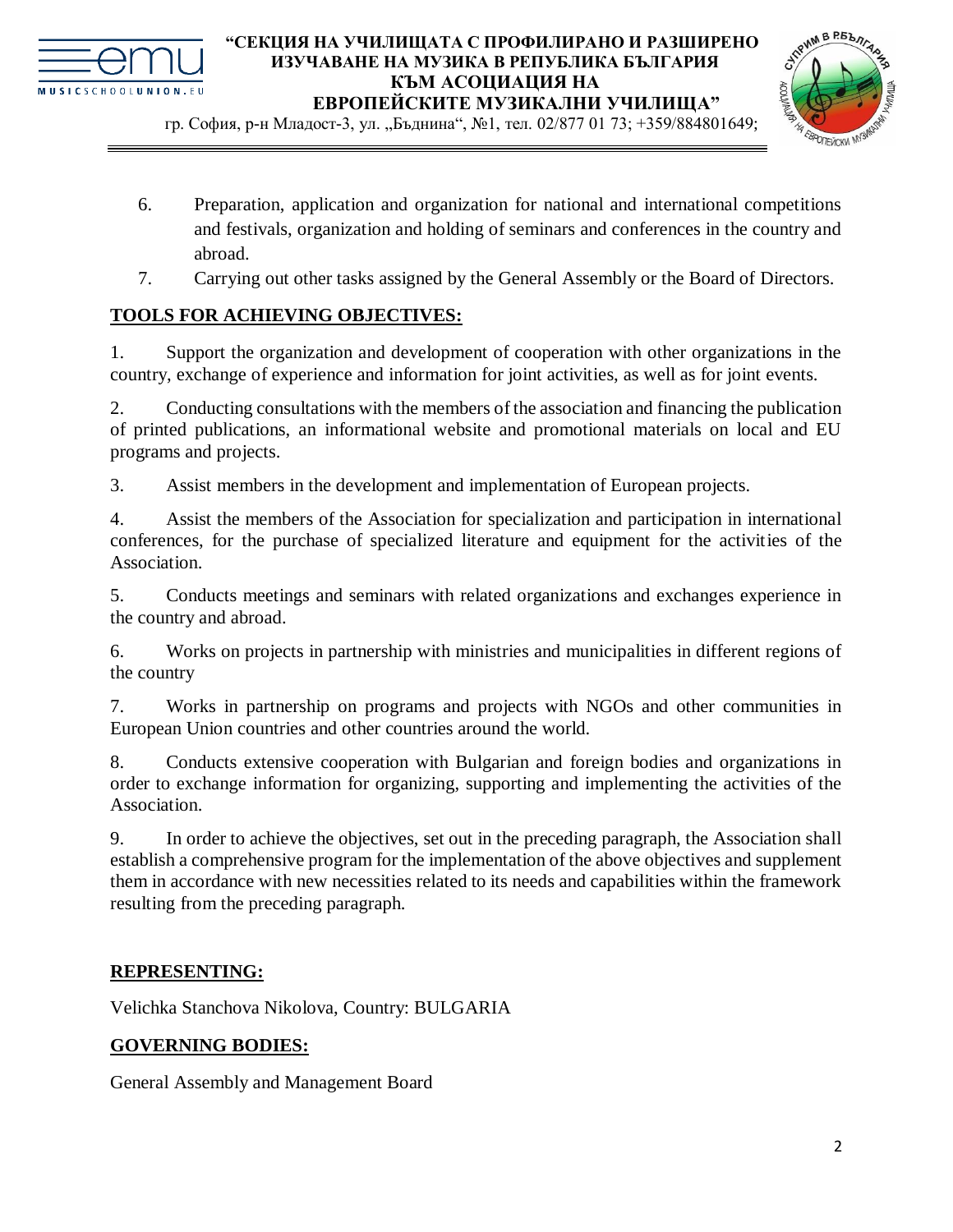6. Preparation, application and organization for national and international competitions and festivals, organization and holding of seminars and conferences in the country and abroad.
7. Carrying out other tasks assigned by the General Assembly or the Board of Directors.

## TOOLS FOR ACHIEVING OBJECTIVES:

1. Support the organization and development of cooperation with other organizations in the country, exchange of experience and information for joint activities, as well as for joint events.

2. Conducting consultations with the members of the association and financing the publication of printed publications, an informational website and promotional materials on local and EU programs and projects.

3. Assist members in the development and implementation of European projects.

4. Assist the members of the Association for specialization and participation in international conferences, for the purchase of specialized literature and equipment for the activities of the Association.

5. Conducts meetings and seminars with related organizations and exchanges experience in the country and abroad.

6. Works on projects in partnership with ministries and municipalities in different regions of the country

7. Works in partnership on programs and projects with NGOs and other communities in European Union countries and other countries around the world.

8. Conducts extensive cooperation with Bulgarian and foreign bodies and organizations in order to exchange information for organizing, supporting and implementing the activities of the Association.

9. In order to achieve the objectives, set out in the preceding paragraph, the Association shall establish a comprehensive program for the implementation of the above objectives and supplement them in accordance with new necessities related to its needs and capabilities within the framework resulting from the preceding paragraph.

## REPRESENTING:

Velichka Stanchova Nikolova, Country: BULGARIA

## GOVERNING BODIES:

General Assembly and Management Board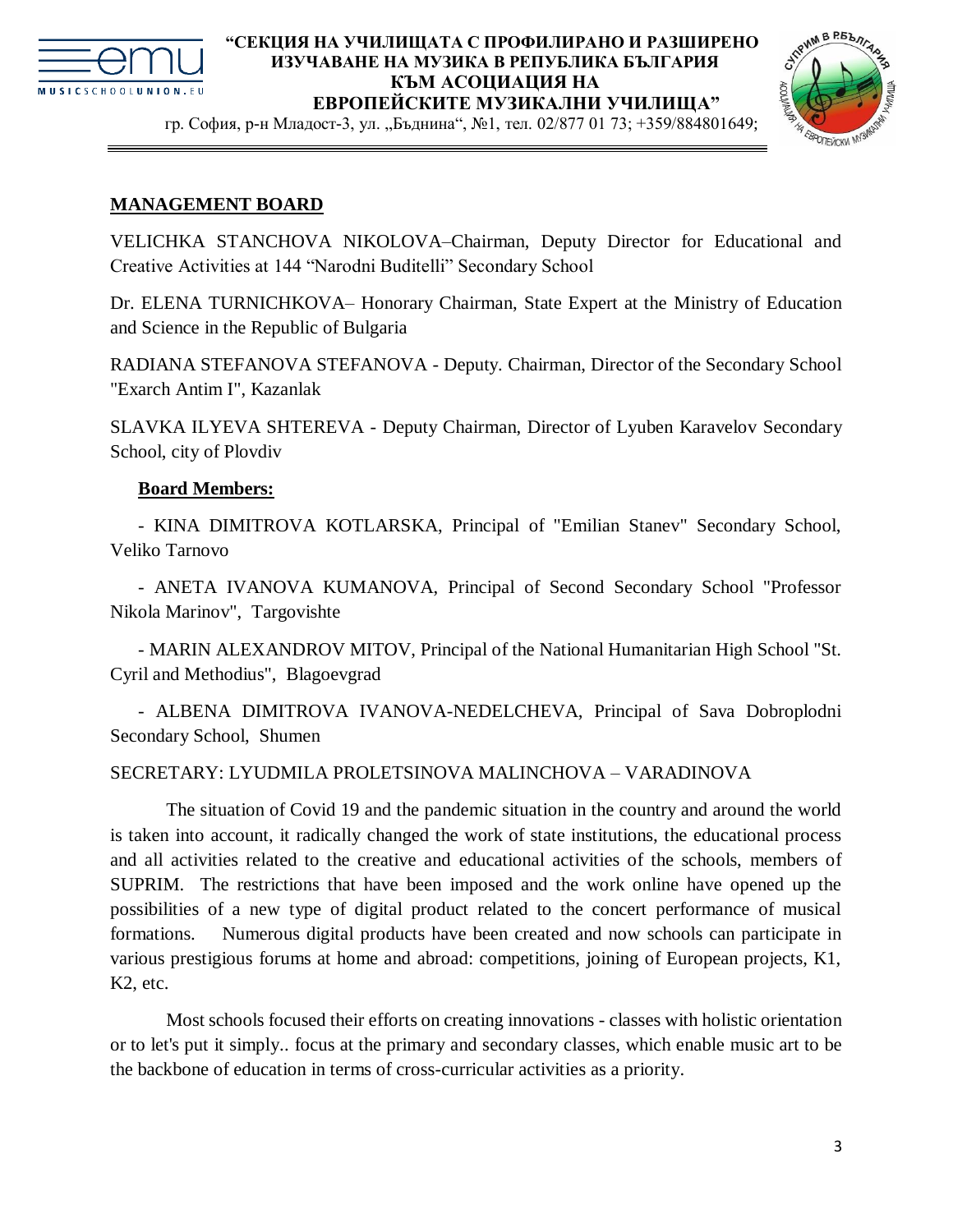## MANAGEMENT BOARD

VELICHKA STANCHOVA NIKOLOVA–Chairman, Deputy Director for Educational and Creative Activities at 144 "Narodni Buditelli" Secondary School

Dr. ELENA TURNICHKOVA– Honorary Chairman, State Expert at the Ministry of Education and Science in the Republic of Bulgaria

RADIANA STEFANOVA STEFANOVA - Deputy. Chairman, Director of the Secondary School "Exarch Antim I", Kazanlak

SLAVKA ILYEVA SHTEREVA - Deputy Chairman, Director of Lyuben Karavelov Secondary School, city of Plovdiv

**Board Members:**

- KINA DIMITROVA KOTLARSKA, Principal of "Emilian Stanev" Secondary School, Veliko Tarnovo

- ANETA IVANOVA KUMANOVA, Principal of Second Secondary School "Professor Nikola Marinov", Targovishte

- MARIN ALEXANDROV MITOV, Principal of the National Humanitarian High School "St. Cyril and Methodius", Blagoevgrad

- ALBENA DIMITROVA IVANOVA-NEDELCHEVA, Principal of Sava Dobroplodni Secondary School, Shumen

SECRETARY: LYUDMILA PROLETSINOVA MALINCHOVA – VARADINOVA

The situation of Covid 19 and the pandemic situation in the country and around the world is taken into account, it radically changed the work of state institutions, the educational process and all activities related to the creative and educational activities of the schools, members of SUPRIM. The restrictions that have been imposed and the work online have opened up the possibilities of a new type of digital product related to the concert performance of musical formations. Numerous digital products have been created and now schools can participate in various prestigious forums at home and abroad: competitions, joining of European projects, K1, K2, etc.

Most schools focused their efforts on creating innovations - classes with holistic orientation or to let's put it simply.. focus at the primary and secondary classes, which enable music art to be the backbone of education in terms of cross-curricular activities as a priority.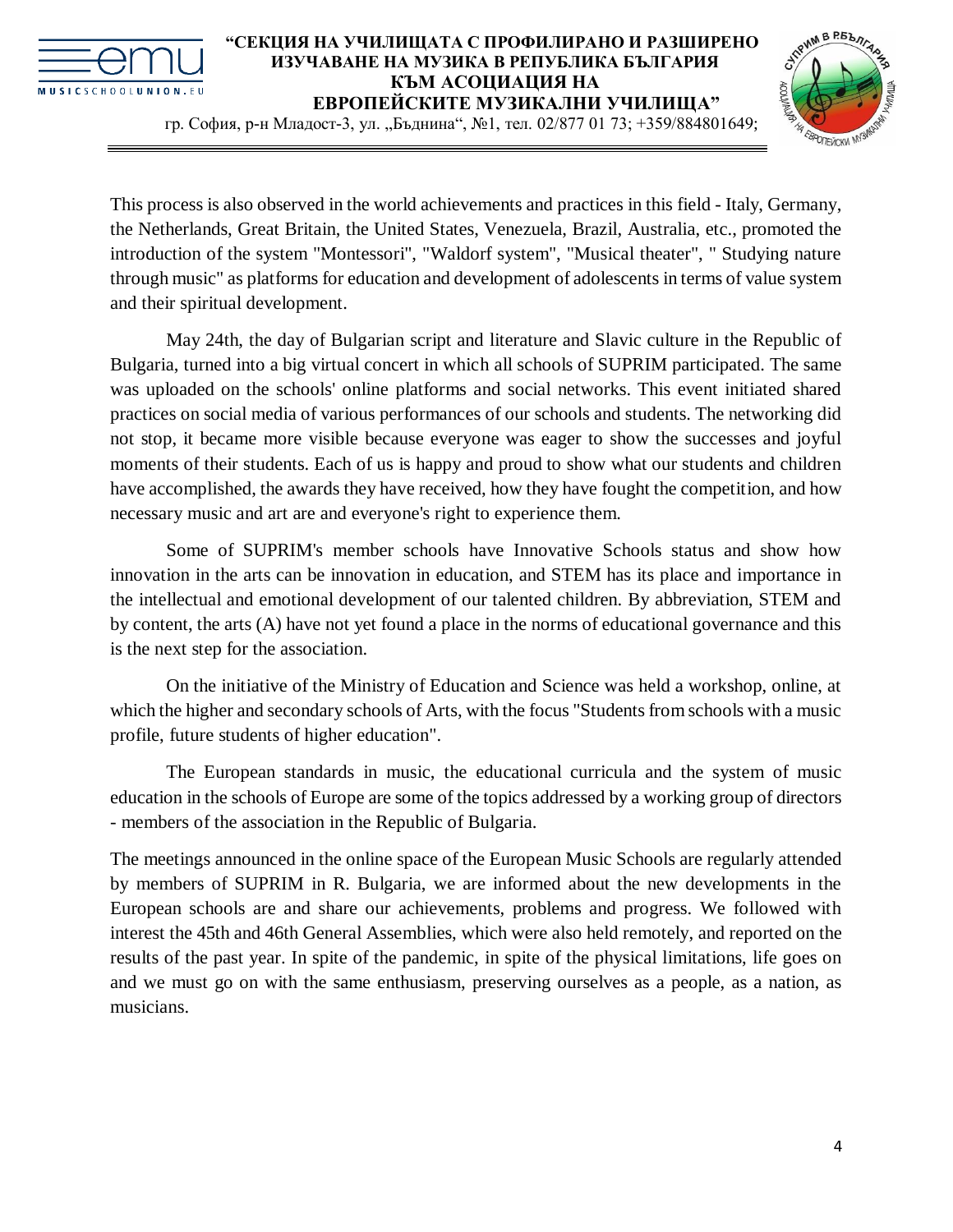This process is also observed in the world achievements and practices in this field - Italy, Germany, the Netherlands, Great Britain, the United States, Venezuela, Brazil, Australia, etc., promoted the introduction of the system "Montessori", "Waldorf system", "Musical theater", " Studying nature through music" as platforms for education and development of adolescents in terms of value system and their spiritual development.

May 24th, the day of Bulgarian script and literature and Slavic culture in the Republic of Bulgaria, turned into a big virtual concert in which all schools of SUPRIM participated. The same was uploaded on the schools' online platforms and social networks. This event initiated shared practices on social media of various performances of our schools and students. The networking did not stop, it became more visible because everyone was eager to show the successes and joyful moments of their students. Each of us is happy and proud to show what our students and children have accomplished, the awards they have received, how they have fought the competition, and how necessary music and art are and everyone's right to experience them.

Some of SUPRIM's member schools have Innovative Schools status and show how innovation in the arts can be innovation in education, and STEM has its place and importance in the intellectual and emotional development of our talented children. By abbreviation, STEM and by content, the arts (A) have not yet found a place in the norms of educational governance and this is the next step for the association.

On the initiative of the Ministry of Education and Science was held a workshop, online, at which the higher and secondary schools of Arts, with the focus "Students from schools with a music profile, future students of higher education".

The European standards in music, the educational curricula and the system of music education in the schools of Europe are some of the topics addressed by a working group of directors - members of the association in the Republic of Bulgaria.

The meetings announced in the online space of the European Music Schools are regularly attended by members of SUPRIM in R. Bulgaria, we are informed about the new developments in the European schools are and share our achievements, problems and progress. We followed with interest the 45th and 46th General Assemblies, which were also held remotely, and reported on the results of the past year. In spite of the pandemic, in spite of the physical limitations, life goes on and we must go on with the same enthusiasm, preserving ourselves as a people, as a nation, as musicians.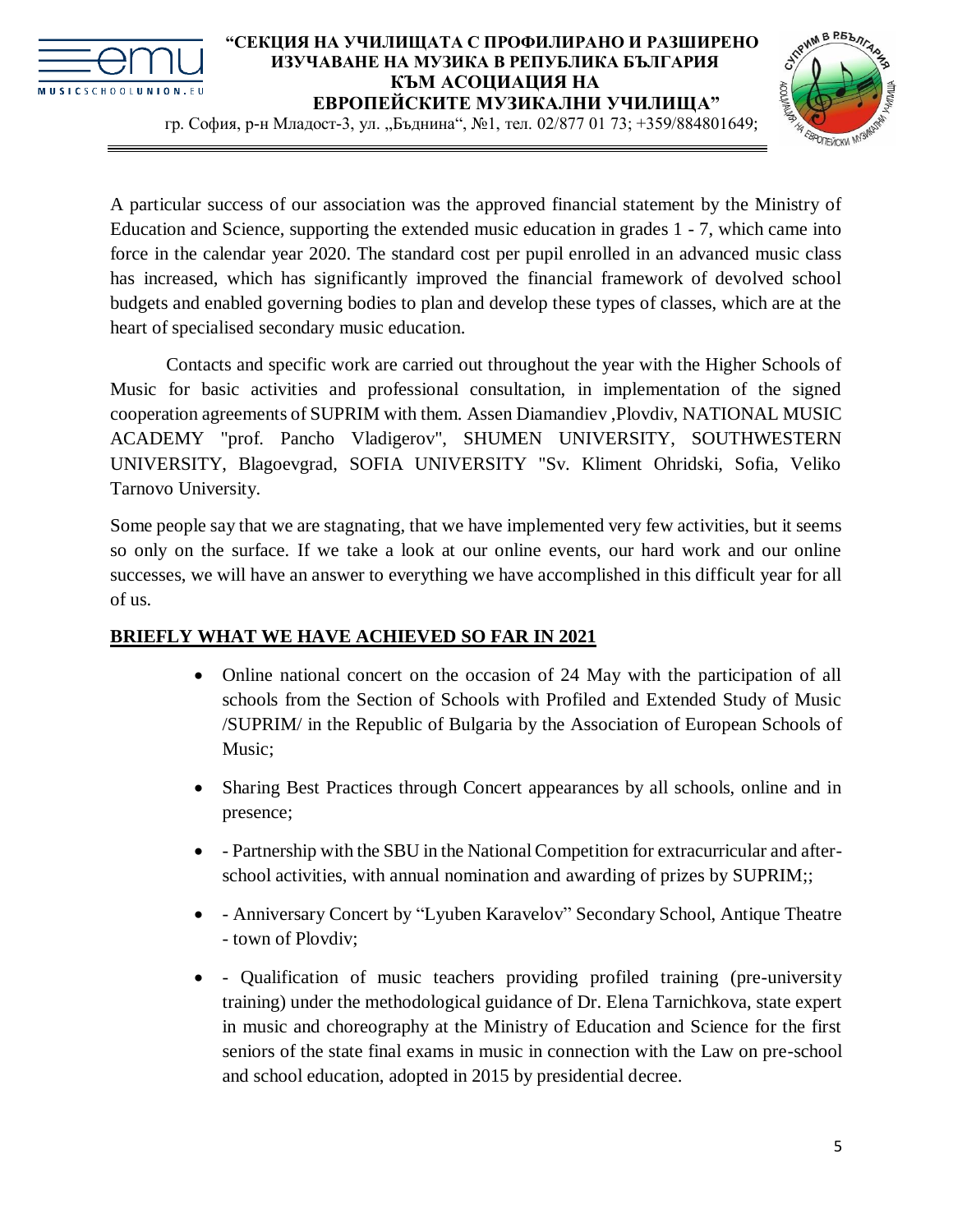A particular success of our association was the approved financial statement by the Ministry of Education and Science, supporting the extended music education in grades 1 - 7, which came into force in the calendar year 2020. The standard cost per pupil enrolled in an advanced music class has increased, which has significantly improved the financial framework of devolved school budgets and enabled governing bodies to plan and develop these types of classes, which are at the heart of specialised secondary music education.

Contacts and specific work are carried out throughout the year with the Higher Schools of Music for basic activities and professional consultation, in implementation of the signed cooperation agreements of SUPRIM with them. Assen Diamandiev ,Plovdiv, NATIONAL MUSIC ACADEMY "prof. Pancho Vladigerov", SHUMEN UNIVERSITY, SOUTHWESTERN UNIVERSITY, Blagoevgrad, SOFIA UNIVERSITY "Sv. Kliment Ohridski, Sofia, Veliko Tarnovo University.

Some people say that we are stagnating, that we have implemented very few activities, but it seems so only on the surface. If we take a look at our online events, our hard work and our online successes, we will have an answer to everything we have accomplished in this difficult year for all of us.

**BRIEFLY WHAT WE HAVE ACHIEVED SO FAR IN 2021**

- Online national concert on the occasion of 24 May with the participation of all schools from the Section of Schools with Profiled and Extended Study of Music /SUPRIM/ in the Republic of Bulgaria by the Association of European Schools of Music;
- Sharing Best Practices through Concert appearances by all schools, online and in presence;
- - Partnership with the SBU in the National Competition for extracurricular and after-school activities, with annual nomination and awarding of prizes by SUPRIM;;
- - Anniversary Concert by "Lyuben Karavelov" Secondary School, Antique Theatre - town of Plovdiv;
- - Qualification of music teachers providing profiled training (pre-university training) under the methodological guidance of Dr. Elena Tarnichkova, state expert in music and choreography at the Ministry of Education and Science for the first seniors of the state final exams in music in connection with the Law on pre-school and school education, adopted in 2015 by presidential decree.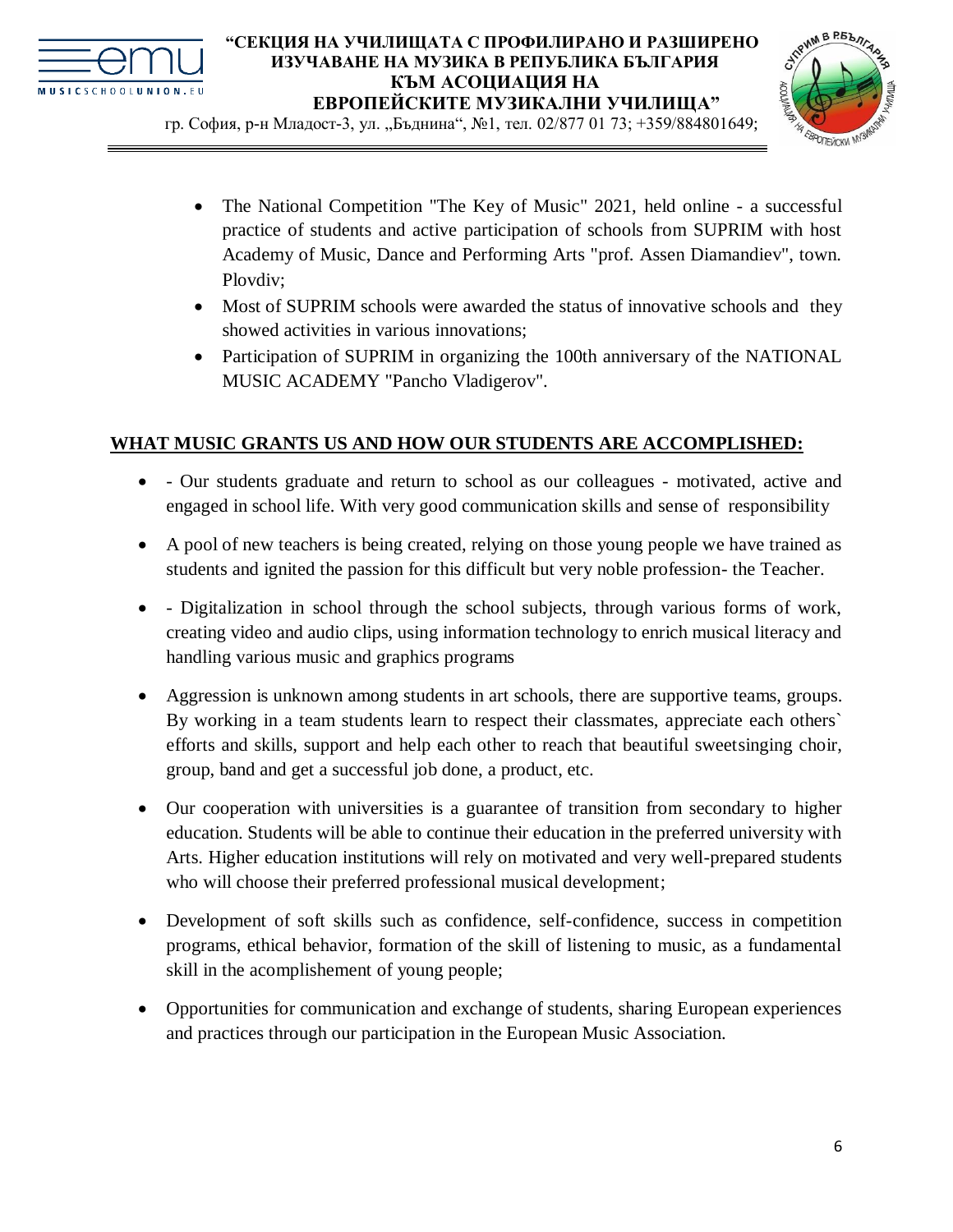- The National Competition "The Key of Music" 2021, held online - a successful practice of students and active participation of schools from SUPRIM with host Academy of Music, Dance and Performing Arts "prof. Assen Diamandiev", town. Plovdiv;
- Most of SUPRIM schools were awarded the status of innovative schools and they showed activities in various innovations;
- Participation of SUPRIM in organizing the 100th anniversary of the NATIONAL MUSIC ACADEMY "Pancho Vladigerov".

**WHAT MUSIC GRANTS US AND HOW OUR STUDENTS ARE ACCOMPLISHED:**

- - Our students graduate and return to school as our colleagues - motivated, active and engaged in school life. With very good communication skills and sense of responsibility
- A pool of new teachers is being created, relying on those young people we have trained as students and ignited the passion for this difficult but very noble profession- the Teacher.
- - Digitalization in school through the school subjects, through various forms of work, creating video and audio clips, using information technology to enrich musical literacy and handling various music and graphics programs
- Aggression is unknown among students in art schools, there are supportive teams, groups. By working in a team students learn to respect their classmates, appreciate each others` efforts and skills, support and help each other to reach that beautiful sweetsinging choir, group, band and get a successful job done, a product, etc.
- Our cooperation with universities is a guarantee of transition from secondary to higher education. Students will be able to continue their education in the preferred university with Arts. Higher education institutions will rely on motivated and very well-prepared students who will choose their preferred professional musical development;
- Development of soft skills such as confidence, self-confidence, success in competition programs, ethical behavior, formation of the skill of listening to music, as a fundamental skill in the acomplishement of young people;
- Opportunities for communication and exchange of students, sharing European experiences and practices through our participation in the European Music Association.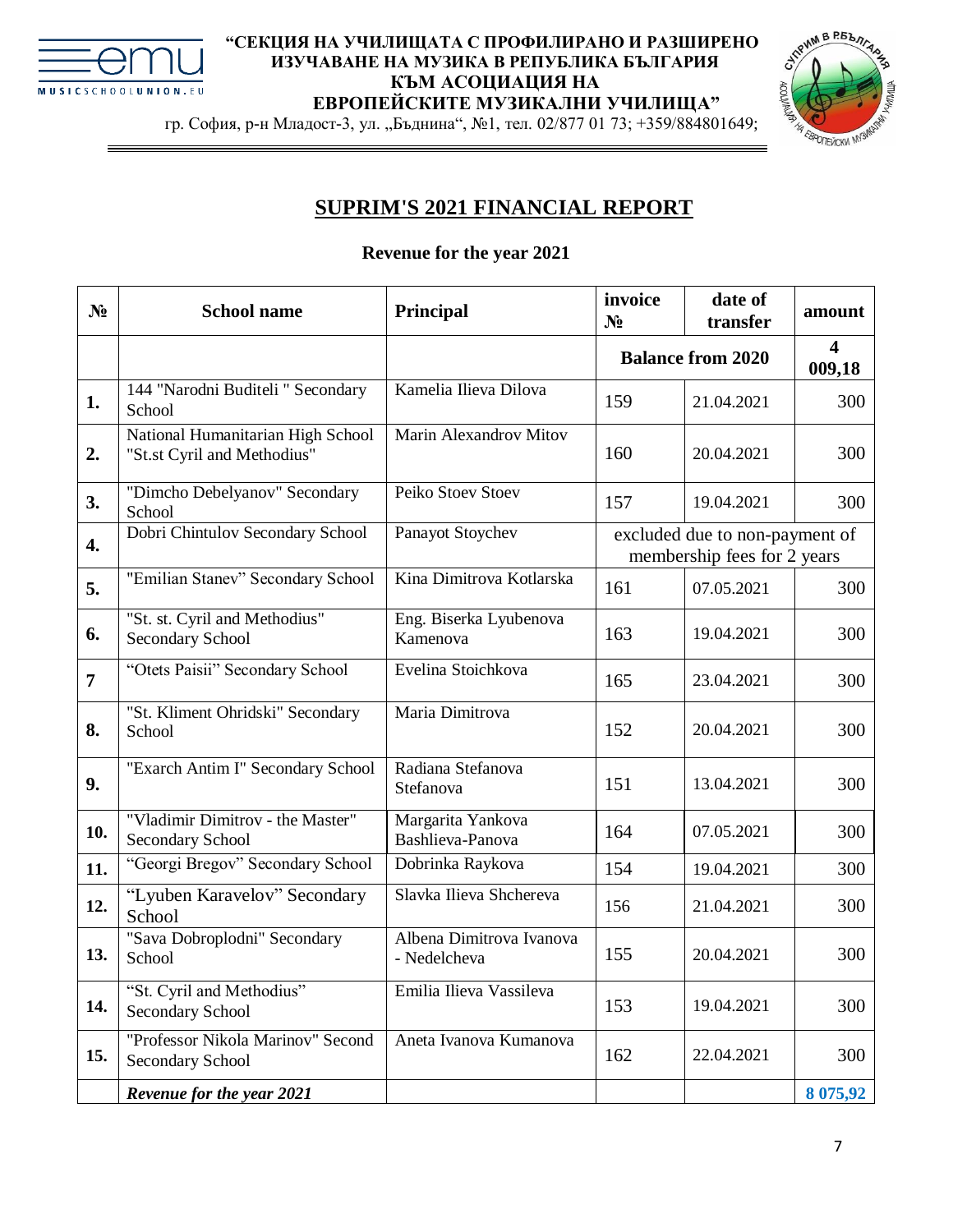“СЕКЦИЯ НА УЧИЛИЩАТА С ПРОФИЛИРАНО И РАЗШИРЕНО ИЗУЧАВАНЕ НА МУЗИКА В РЕПУБЛИКА БЪЛГАРИЯ КЪМ АСОЦИАЦИЯ НА ЕВРОПЕЙСКИТЕ МУЗИКАЛНИ УЧИЛИЩА”

гр. София, р-н Младост-3, ул. „Бъднина“, №1, тел. 02/877 01 73; +359/884801649;

# SUPRIM'S 2021 FINANCIAL REPORT

**Revenue for the year 2021**

| № | School name | Principal | invoice № | date of transfer | amount |
|---|---|---|---|---|---|
| | | | **Balance from 2020** | | **4 009,18** |
| **1.** | 144 "Narodni Buditeli " Secondary School | Kamelia Ilieva Dilova | 159 | 21.04.2021 | 300 |
| **2.** | National Humanitarian High School "St.st Cyril and Methodius" | Marin Alexandrov Mitov | 160 | 20.04.2021 | 300 |
| **3.** | "Dimcho Debelyanov" Secondary School | Peiko Stoev Stoev | 157 | 19.04.2021 | 300 |
| **4.** | Dobri Chintulov Secondary School | Panayot Stoychev | excluded due to non-payment of membership fees for 2 years | | |
| **5.** | "Emilian Stanev" Secondary School | Kina Dimitrova Kotlarska | 161 | 07.05.2021 | 300 |
| **6.** | "St. st. Cyril and Methodius" Secondary School | Eng. Biserka Lyubenova Kamenova | 163 | 19.04.2021 | 300 |
| **7** | “Otets Paisii” Secondary School | Evelina Stoichkova | 165 | 23.04.2021 | 300 |
| **8.** | "St. Kliment Ohridski" Secondary School | Maria Dimitrova | 152 | 20.04.2021 | 300 |
| **9.** | "Exarch Antim I" Secondary School | Radiana Stefanova Stefanova | 151 | 13.04.2021 | 300 |
| **10.** | "Vladimir Dimitrov - the Master" Secondary School | Margarita Yankova Bashlieva-Panova | 164 | 07.05.2021 | 300 |
| **11.** | “Georgi Bregov” Secondary School | Dobrinka Raykova | 154 | 19.04.2021 | 300 |
| **12.** | “Lyuben Karavelov” Secondary School | Slavka Ilieva Shchereva | 156 | 21.04.2021 | 300 |
| **13.** | "Sava Dobroplodni" Secondary School | Albena Dimitrova Ivanova - Nedelcheva | 155 | 20.04.2021 | 300 |
| **14.** | “St. Cyril and Methodius” Secondary School | Emilia Ilieva Vassileva | 153 | 19.04.2021 | 300 |
| **15.** | "Professor Nikola Marinov" Second Secondary School | Aneta Ivanova Kumanova | 162 | 22.04.2021 | 300 |
| | ***Revenue for the year 2021*** | | | | **8 075,92** |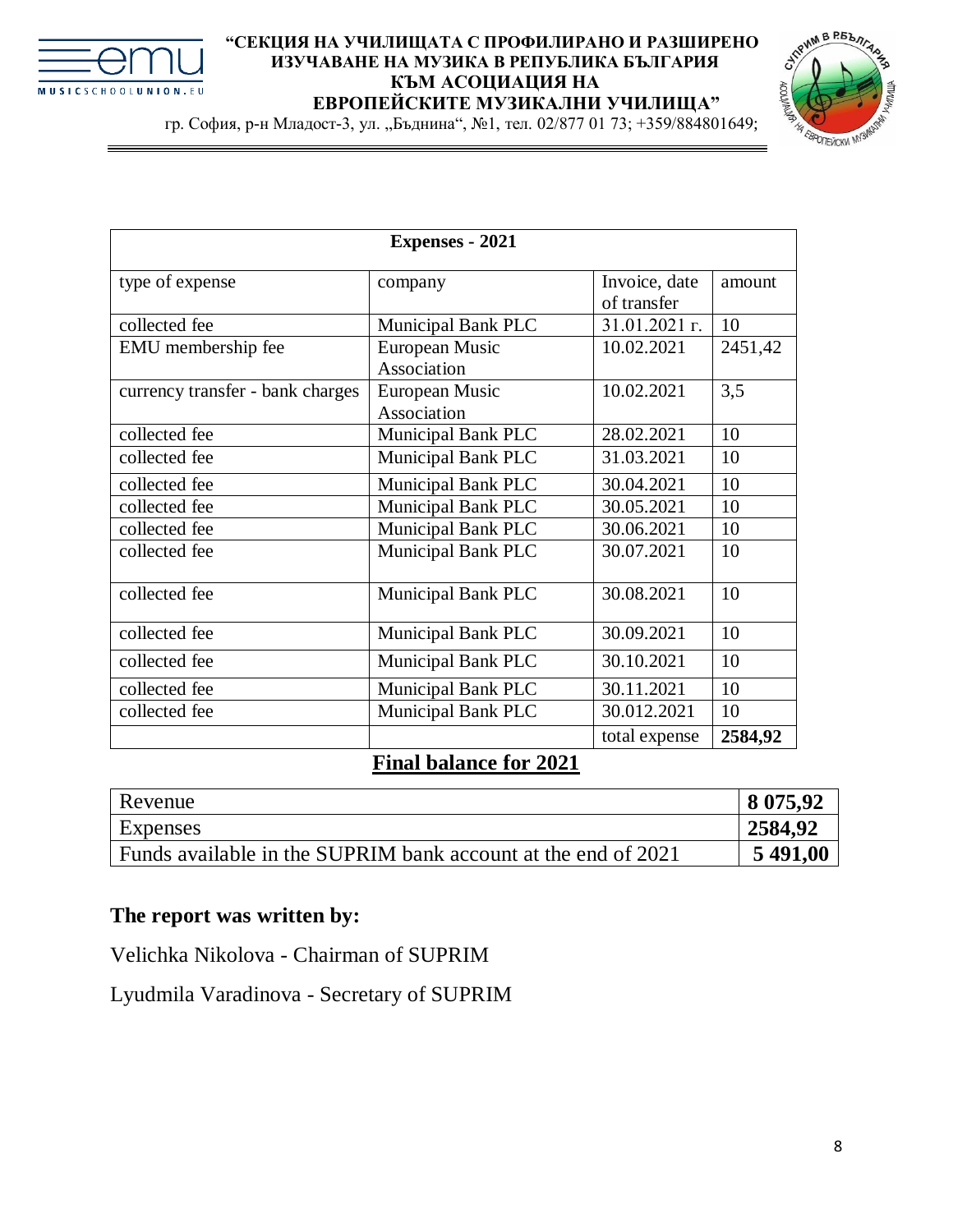| Expenses - 2021 | | | |
|---|---|---|---|
| type of expense | company | Invoice, date of transfer | amount |
| collected fee | Municipal Bank PLC | 31.01.2021 г. | 10 |
| EMU membership fee | European Music Association | 10.02.2021 | 2451,42 |
| currency transfer - bank charges | European Music Association | 10.02.2021 | 3,5 |
| collected fee | Municipal Bank PLC | 28.02.2021 | 10 |
| collected fee | Municipal Bank PLC | 31.03.2021 | 10 |
| collected fee | Municipal Bank PLC | 30.04.2021 | 10 |
| collected fee | Municipal Bank PLC | 30.05.2021 | 10 |
| collected fee | Municipal Bank PLC | 30.06.2021 | 10 |
| collected fee | Municipal Bank PLC | 30.07.2021 | 10 |
| collected fee | Municipal Bank PLC | 30.08.2021 | 10 |
| collected fee | Municipal Bank PLC | 30.09.2021 | 10 |
| collected fee | Municipal Bank PLC | 30.10.2021 | 10 |
| collected fee | Municipal Bank PLC | 30.11.2021 | 10 |
| collected fee | Municipal Bank PLC | 30.012.2021 | 10 |
| | | total expense | **2584,92** |

## Final balance for 2021

| | |
|---|---|
| Revenue | **8 075,92** |
| Expenses | **2584,92** |
| Funds available in the SUPRIM bank account at the end of 2021 | **5 491,00** |

**The report was written by:**

Velichka Nikolova - Chairman of SUPRIM

Lyudmila Varadinova - Secretary of SUPRIM